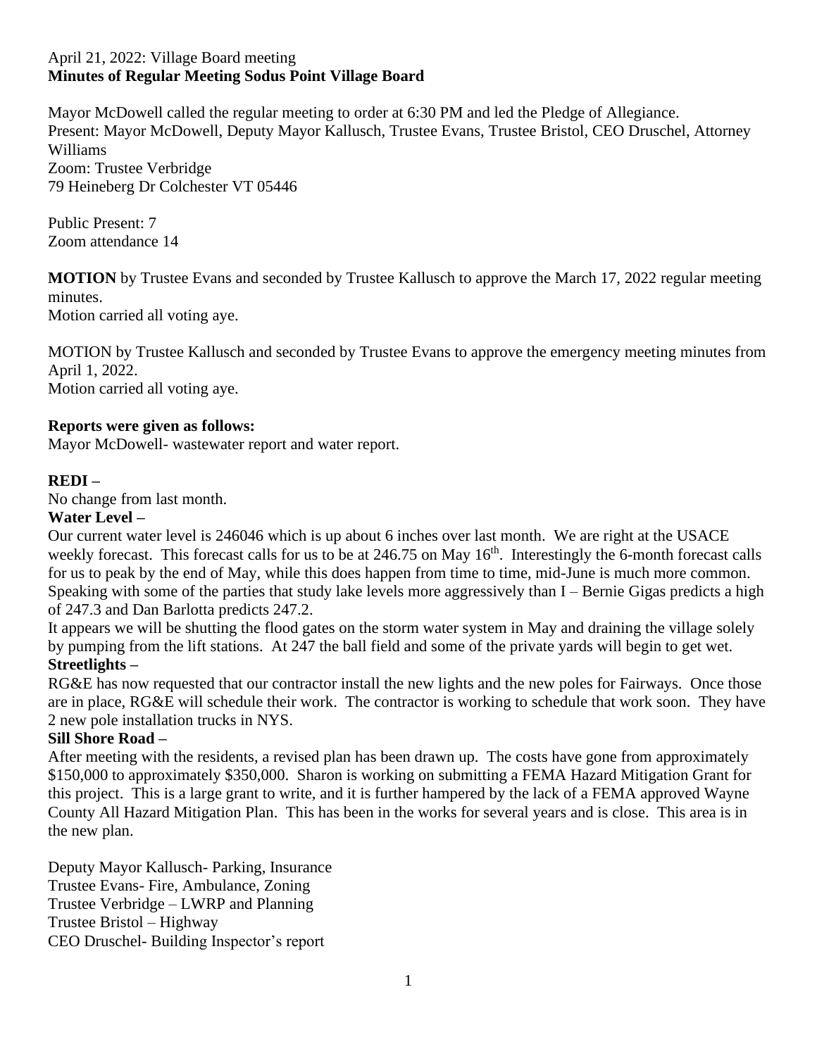April 21, 2022: Village Board meeting
**Minutes of Regular Meeting Sodus Point Village Board**

Mayor McDowell called the regular meeting to order at 6:30 PM and led the Pledge of Allegiance.
Present: Mayor McDowell, Deputy Mayor Kallusch, Trustee Evans, Trustee Bristol, CEO Druschel, Attorney Williams
Zoom: Trustee Verbridge
79 Heineberg Dr Colchester VT 05446

Public Present: 7
Zoom attendance 14

**MOTION** by Trustee Evans and seconded by Trustee Kallusch to approve the March 17, 2022 regular meeting minutes.
Motion carried all voting aye.

MOTION by Trustee Kallusch and seconded by Trustee Evans to approve the emergency meeting minutes from April 1, 2022.
Motion carried all voting aye.

**Reports were given as follows:**
Mayor McDowell- wastewater report and water report.

**REDI –**
No change from last month.

**Water Level –**
Our current water level is 246046 which is up about 6 inches over last month. We are right at the USACE weekly forecast. This forecast calls for us to be at 246.75 on May 16th. Interestingly the 6-month forecast calls for us to peak by the end of May, while this does happen from time to time, mid-June is much more common. Speaking with some of the parties that study lake levels more aggressively than I – Bernie Gigas predicts a high of 247.3 and Dan Barlotta predicts 247.2.
It appears we will be shutting the flood gates on the storm water system in May and draining the village solely by pumping from the lift stations. At 247 the ball field and some of the private yards will begin to get wet.

**Streetlights –**
RG&E has now requested that our contractor install the new lights and the new poles for Fairways. Once those are in place, RG&E will schedule their work. The contractor is working to schedule that work soon. They have 2 new pole installation trucks in NYS.

**Sill Shore Road –**
After meeting with the residents, a revised plan has been drawn up. The costs have gone from approximately $150,000 to approximately $350,000. Sharon is working on submitting a FEMA Hazard Mitigation Grant for this project. This is a large grant to write, and it is further hampered by the lack of a FEMA approved Wayne County All Hazard Mitigation Plan. This has been in the works for several years and is close. This area is in the new plan.

Deputy Mayor Kallusch- Parking, Insurance
Trustee Evans- Fire, Ambulance, Zoning
Trustee Verbridge – LWRP and Planning
Trustee Bristol – Highway
CEO Druschel- Building Inspector's report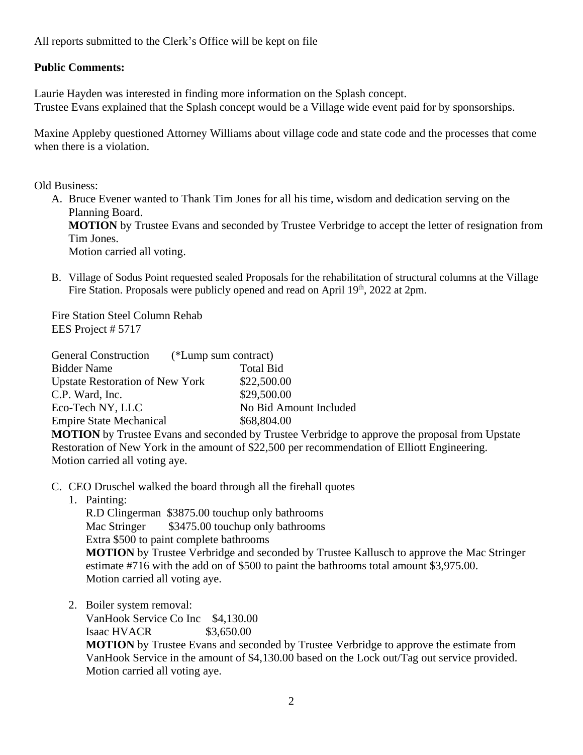All reports submitted to the Clerk's Office will be kept on file

**Public Comments:**

Laurie Hayden was interested in finding more information on the Splash concept.
Trustee Evans explained that the Splash concept would be a Village wide event paid for by sponsorships.

Maxine Appleby questioned Attorney Williams about village code and state code and the processes that come when there is a violation.

Old Business:

A. Bruce Evener wanted to Thank Tim Jones for all his time, wisdom and dedication serving on the Planning Board.
   **MOTION** by Trustee Evans and seconded by Trustee Verbridge to accept the letter of resignation from Tim Jones.
   Motion carried all voting.

B. Village of Sodus Point requested sealed Proposals for the rehabilitation of structural columns at the Village Fire Station. Proposals were publicly opened and read on April 19th, 2022 at 2pm.

   Fire Station Steel Column Rehab
   EES Project # 5717

   General Construction (*Lump sum contract)

   | Bidder Name | Total Bid |
   |---|---|
   | Upstate Restoration of New York | $22,500.00 |
   | C.P. Ward, Inc. | $29,500.00 |
   | Eco-Tech NY, LLC | No Bid Amount Included |
   | Empire State Mechanical | $68,804.00 |

   **MOTION** by Trustee Evans and seconded by Trustee Verbridge to approve the proposal from Upstate Restoration of New York in the amount of $22,500 per recommendation of Elliott Engineering.
   Motion carried all voting aye.

C. CEO Druschel walked the board through all the firehall quotes
   1. Painting:
      R.D Clingerman $3875.00 touchup only bathrooms
      Mac Stringer $3475.00 touchup only bathrooms
      Extra $500 to paint complete bathrooms
      **MOTION** by Trustee Verbridge and seconded by Trustee Kallusch to approve the Mac Stringer estimate #716 with the add on of $500 to paint the bathrooms total amount $3,975.00.
      Motion carried all voting aye.

   2. Boiler system removal:
      VanHook Service Co Inc $4,130.00
      Isaac HVACR $3,650.00
      **MOTION** by Trustee Evans and seconded by Trustee Verbridge to approve the estimate from VanHook Service in the amount of $4,130.00 based on the Lock out/Tag out service provided.
      Motion carried all voting aye.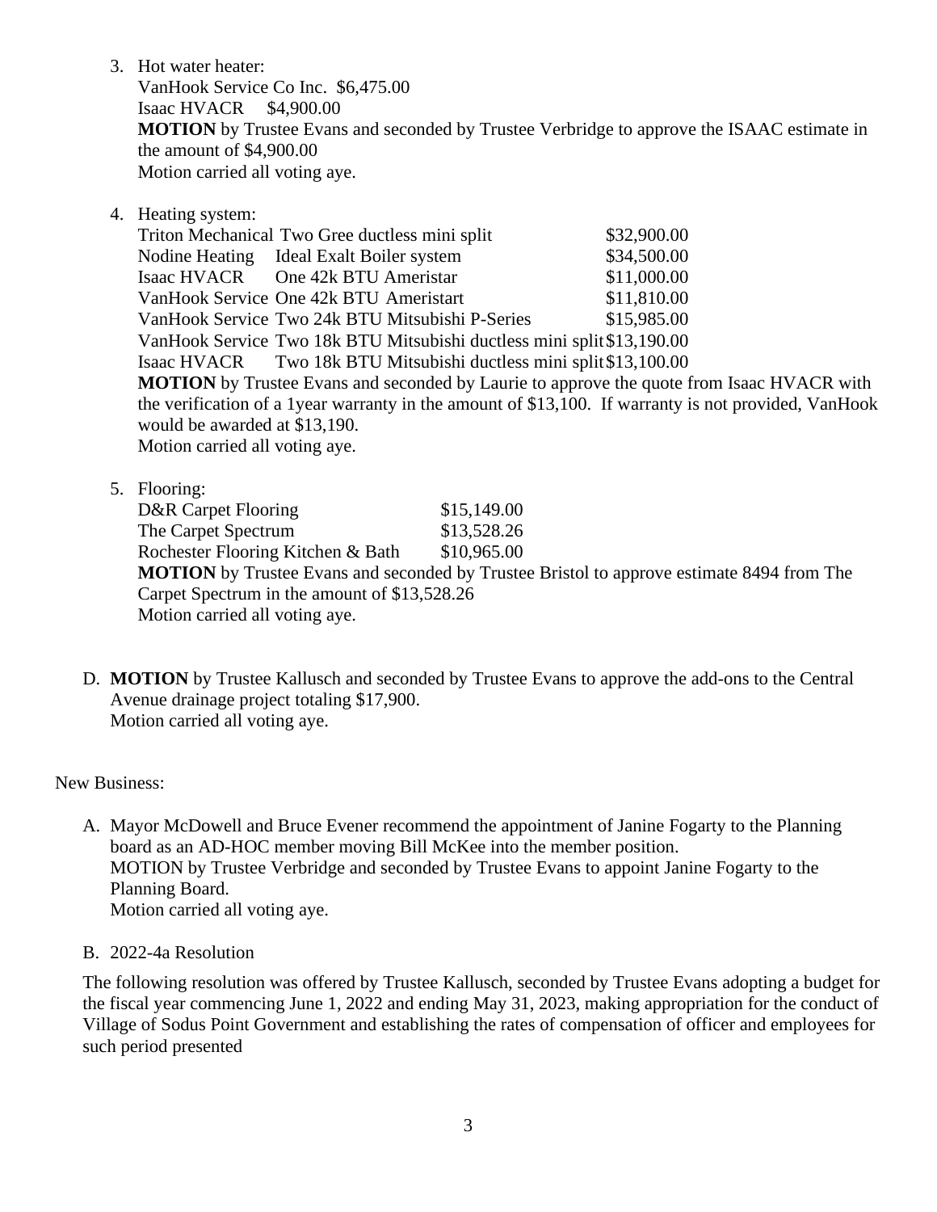3. Hot water heater:
   VanHook Service Co Inc. $6,475.00
   Isaac HVACR $4,900.00
   **MOTION** by Trustee Evans and seconded by Trustee Verbridge to approve the ISAAC estimate in the amount of $4,900.00
   Motion carried all voting aye.

4. Heating system:

   | | | |
   |---|---|---|
   | Triton Mechanical | Two Gree ductless mini split | $32,900.00 |
   | Nodine Heating | Ideal Exalt Boiler system | $34,500.00 |
   | Isaac HVACR | One 42k BTU Ameristar | $11,000.00 |
   | VanHook Service | One 42k BTU Ameristart | $11,810.00 |
   | VanHook Service | Two 24k BTU Mitsubishi P-Series | $15,985.00 |
   | VanHook Service | Two 18k BTU Mitsubishi ductless mini split | $13,190.00 |
   | Isaac HVACR | Two 18k BTU Mitsubishi ductless mini split | $13,100.00 |

   **MOTION** by Trustee Evans and seconded by Laurie to approve the quote from Isaac HVACR with the verification of a 1year warranty in the amount of $13,100. If warranty is not provided, VanHook would be awarded at $13,190.
   Motion carried all voting aye.

5. Flooring:

   | | |
   |---|---|
   | D&R Carpet Flooring | $15,149.00 |
   | The Carpet Spectrum | $13,528.26 |
   | Rochester Flooring Kitchen & Bath | $10,965.00 |

   **MOTION** by Trustee Evans and seconded by Trustee Bristol to approve estimate 8494 from The Carpet Spectrum in the amount of $13,528.26
   Motion carried all voting aye.

D. **MOTION** by Trustee Kallusch and seconded by Trustee Evans to approve the add-ons to the Central Avenue drainage project totaling $17,900.
   Motion carried all voting aye.

New Business:

A. Mayor McDowell and Bruce Evener recommend the appointment of Janine Fogarty to the Planning board as an AD-HOC member moving Bill McKee into the member position.
   MOTION by Trustee Verbridge and seconded by Trustee Evans to appoint Janine Fogarty to the Planning Board.
   Motion carried all voting aye.

B. 2022-4a Resolution

The following resolution was offered by Trustee Kallusch, seconded by Trustee Evans adopting a budget for the fiscal year commencing June 1, 2022 and ending May 31, 2023, making appropriation for the conduct of Village of Sodus Point Government and establishing the rates of compensation of officer and employees for such period presented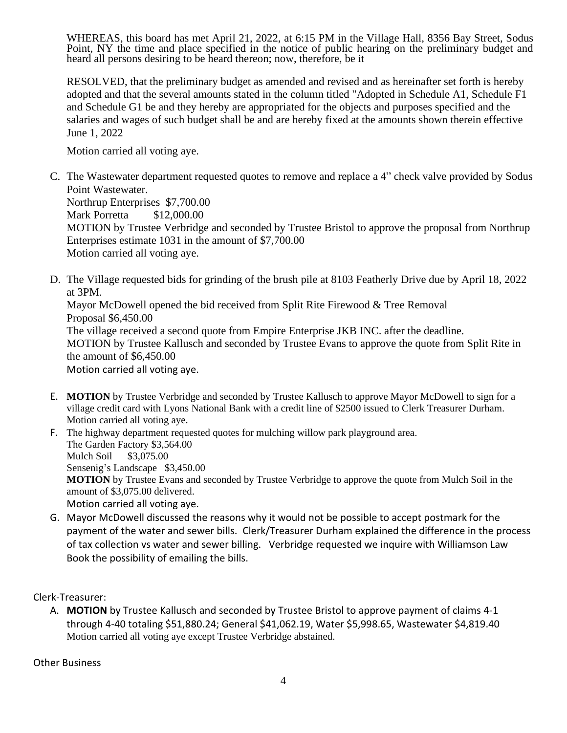WHEREAS, this board has met April 21, 2022, at 6:15 PM in the Village Hall, 8356 Bay Street, Sodus Point, NY the time and place specified in the notice of public hearing on the preliminary budget and heard all persons desiring to be heard thereon; now, therefore, be it

RESOLVED, that the preliminary budget as amended and revised and as hereinafter set forth is hereby adopted and that the several amounts stated in the column titled "Adopted in Schedule A1, Schedule F1 and Schedule G1 be and they hereby are appropriated for the objects and purposes specified and the salaries and wages of such budget shall be and are hereby fixed at the amounts shown therein effective June 1, 2022

Motion carried all voting aye.

C. The Wastewater department requested quotes to remove and replace a 4" check valve provided by Sodus Point Wastewater.
   Northrup Enterprises $7,700.00
   Mark Porretta $12,000.00
   MOTION by Trustee Verbridge and seconded by Trustee Bristol to approve the proposal from Northrup Enterprises estimate 1031 in the amount of $7,700.00
   Motion carried all voting aye.

D. The Village requested bids for grinding of the brush pile at 8103 Featherly Drive due by April 18, 2022 at 3PM.
   Mayor McDowell opened the bid received from Split Rite Firewood & Tree Removal
   Proposal $6,450.00
   The village received a second quote from Empire Enterprise JKB INC. after the deadline.
   MOTION by Trustee Kallusch and seconded by Trustee Evans to approve the quote from Split Rite in the amount of $6,450.00
   Motion carried all voting aye.

E. **MOTION** by Trustee Verbridge and seconded by Trustee Kallusch to approve Mayor McDowell to sign for a village credit card with Lyons National Bank with a credit line of $2500 issued to Clerk Treasurer Durham. Motion carried all voting aye.

F. The highway department requested quotes for mulching willow park playground area.
   The Garden Factory $3,564.00
   Mulch Soil $3,075.00
   Sensenig's Landscape $3,450.00
   **MOTION** by Trustee Evans and seconded by Trustee Verbridge to approve the quote from Mulch Soil in the amount of $3,075.00 delivered.
   Motion carried all voting aye.

G. Mayor McDowell discussed the reasons why it would not be possible to accept postmark for the payment of the water and sewer bills. Clerk/Treasurer Durham explained the difference in the process of tax collection vs water and sewer billing. Verbridge requested we inquire with Williamson Law Book the possibility of emailing the bills.

Clerk-Treasurer:

A. **MOTION** by Trustee Kallusch and seconded by Trustee Bristol to approve payment of claims 4-1 through 4-40 totaling $51,880.24; General $41,062.19, Water $5,998.65, Wastewater $4,819.40
   Motion carried all voting aye except Trustee Verbridge abstained.

Other Business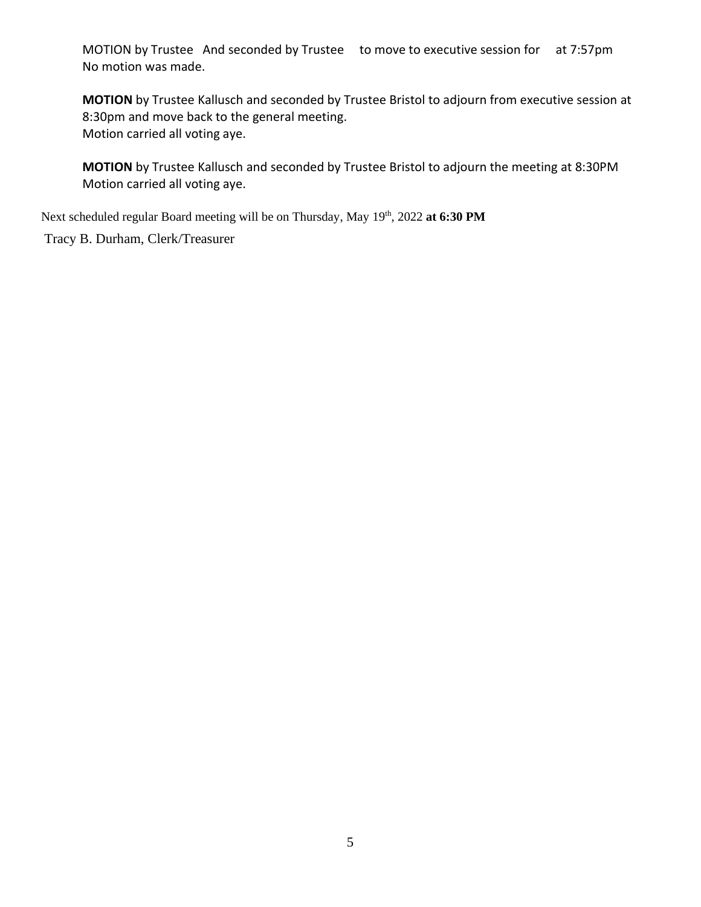MOTION by Trustee And seconded by Trustee to move to executive session for at 7:57pm
No motion was made.

**MOTION** by Trustee Kallusch and seconded by Trustee Bristol to adjourn from executive session at 8:30pm and move back to the general meeting.
Motion carried all voting aye.

**MOTION** by Trustee Kallusch and seconded by Trustee Bristol to adjourn the meeting at 8:30PM
Motion carried all voting aye.

Next scheduled regular Board meeting will be on Thursday, May 19th, 2022 **at 6:30 PM**

Tracy B. Durham, Clerk/Treasurer